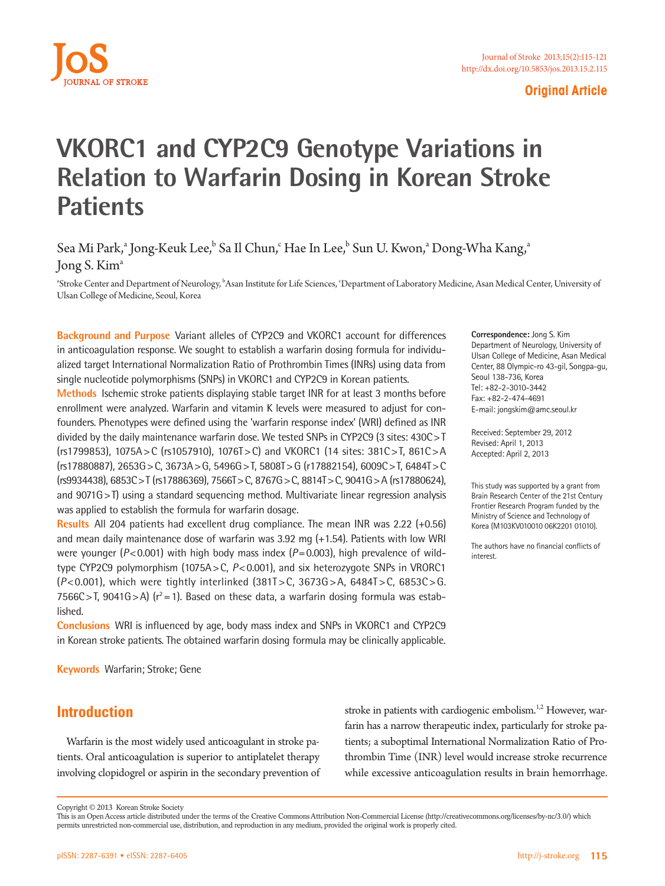Original Article

# VKORC1 and CYP2C9 Genotype Variations in Relation to Warfarin Dosing in Korean Stroke Patients

Sea Mi Park,[a] Jong-Keuk Lee,[b] Sa Il Chun,[c] Hae In Lee,[b] Sun U. Kwon,[a] Dong-Wha Kang,[a] Jong S. Kim[a]

[a]Stroke Center and Department of Neurology, [b]Asan Institute for Life Sciences, [c]Department of Laboratory Medicine, Asan Medical Center, University of Ulsan College of Medicine, Seoul, Korea

**Background and Purpose** Variant alleles of CYP2C9 and VKORC1 account for differences in anticoagulation response. We sought to establish a warfarin dosing formula for individualized target International Normalization Ratio of Prothrombin Times (INRs) using data from single nucleotide polymorphisms (SNPs) in VKORC1 and CYP2C9 in Korean patients.

**Methods** Ischemic stroke patients displaying stable target INR for at least 3 months before enrollment were analyzed. Warfarin and vitamin K levels were measured to adjust for confounders. Phenotypes were defined using the 'warfarin response index' (WRI) defined as INR divided by the daily maintenance warfarin dose. We tested SNPs in CYP2C9 (3 sites: 430C>T (rs1799853), 1075A>C (rs1057910), 1076T>C) and VKORC1 (14 sites: 381C>T, 861C>A (rs17880887), 2653G>C, 3673A>G, 5496G>T, 5808T>G (r17882154), 6009C>T, 6484T>C (rs9934438), 6853C>T (rs17886369), 7566T>C, 8767G>C, 8814T>C, 9041G>A (rs17880624), and 9071G>T) using a standard sequencing method. Multivariate linear regression analysis was applied to establish the formula for warfarin dosage.

**Results** All 204 patients had excellent drug compliance. The mean INR was 2.22 (+0.56) and mean daily maintenance dose of warfarin was 3.92 mg (+1.54). Patients with low WRI were younger ($P<0.001$) with high body mass index ($P=0.003$), high prevalence of wild-type CYP2C9 polymorphism (1075A>C, $P<0.001$), and six heterozygote SNPs in VRORC1 ($P<0.001$), which were tightly interlinked (381T>C, 3673G>A, 6484T>C, 6853C>G. 7566C>T, 9041G>A) ($r^2=1$). Based on these data, a warfarin dosing formula was established.

**Conclusions** WRI is influenced by age, body mass index and SNPs in VKORC1 and CYP2C9 in Korean stroke patients. The obtained warfarin dosing formula may be clinically applicable.

**Keywords** Warfarin; Stroke; Gene

**Correspondence:** Jong S. Kim
Department of Neurology, University of Ulsan College of Medicine, Asan Medical Center, 88 Olympic-ro 43-gil, Songpa-gu, Seoul 138-736, Korea
Tel: +82-2-3010-3442
Fax: +82-2-474-4691
E-mail: jongskim@amc.seoul.kr

Received: September 29, 2012
Revised: April 1, 2013
Accepted: April 2, 2013

This study was supported by a grant from Brain Research Center of the 21st Century Frontier Research Program funded by the Ministry of Science and Technology of Korea (M103KV010010 06K2201 01010).

The authors have no financial conflicts of interest.

## Introduction

Warfarin is the most widely used anticoagulant in stroke patients. Oral anticoagulation is superior to antiplatelet therapy involving clopidogrel or aspirin in the secondary prevention of stroke in patients with cardiogenic embolism.[1,2] However, warfarin has a narrow therapeutic index, particularly for stroke patients; a suboptimal International Normalization Ratio of Prothrombin Time (INR) level would increase stroke recurrence while excessive anticoagulation results in brain hemorrhage.

Copyright © 2013 Korean Stroke Society
This is an Open Access article distributed under the terms of the Creative Commons Attribution Non-Commercial License (http://creativecommons.org/licenses/by-nc/3.0/) which permits unrestricted non-commercial use, distribution, and reproduction in any medium, provided the original work is properly cited.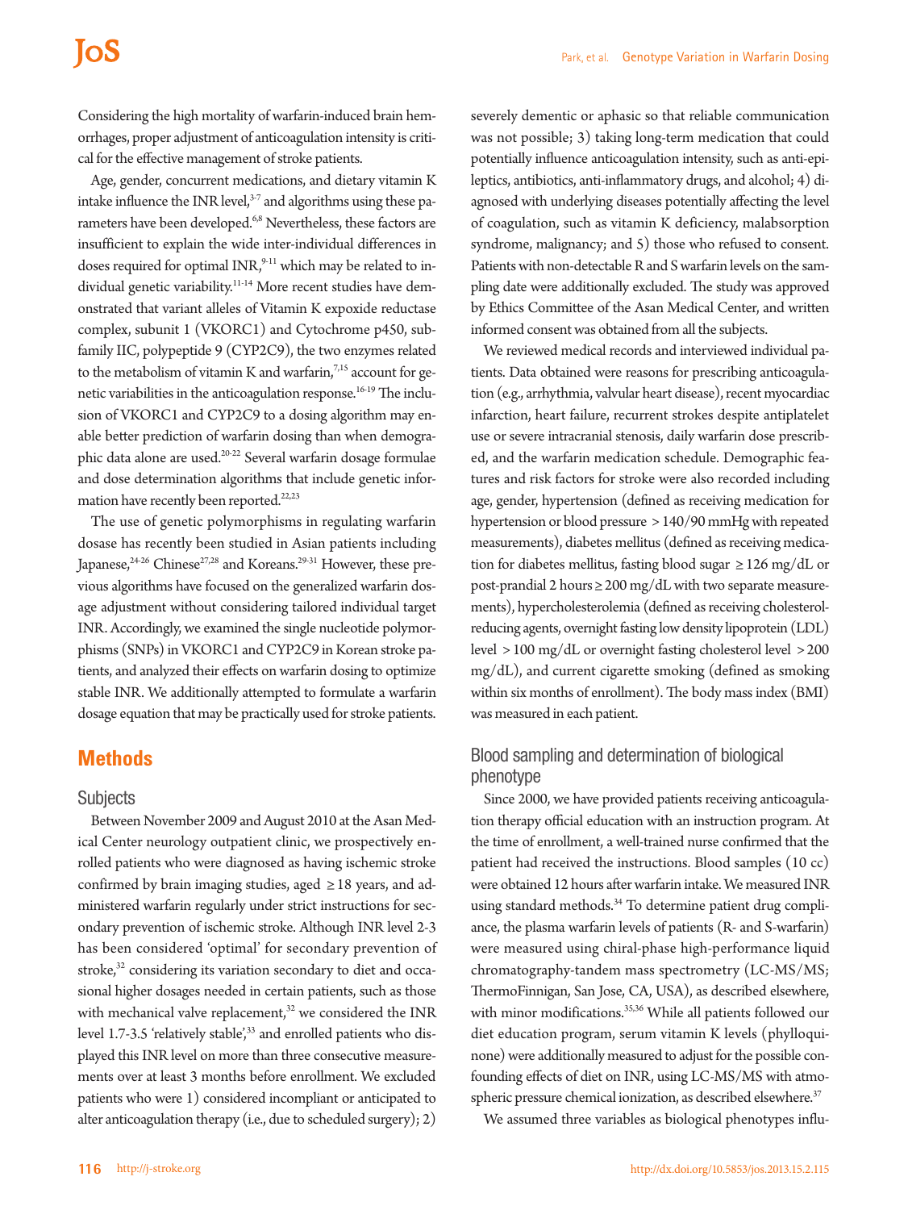Considering the high mortality of warfarin-induced brain hemorrhages, proper adjustment of anticoagulation intensity is critical for the effective management of stroke patients.

Age, gender, concurrent medications, and dietary vitamin K intake influence the INR level,[3-7] and algorithms using these parameters have been developed.[6,8] Nevertheless, these factors are insufficient to explain the wide inter-individual differences in doses required for optimal INR,[9-11] which may be related to individual genetic variability.[11-14] More recent studies have demonstrated that variant alleles of Vitamin K expoxide reductase complex, subunit 1 (VKORC1) and Cytochrome p450, subfamily IIC, polypeptide 9 (CYP2C9), the two enzymes related to the metabolism of vitamin K and warfarin,[7,15] account for genetic variabilities in the anticoagulation response.[16-19] The inclusion of VKORC1 and CYP2C9 to a dosing algorithm may enable better prediction of warfarin dosing than when demographic data alone are used.[20-22] Several warfarin dosage formulae and dose determination algorithms that include genetic information have recently been reported.[22,23]

The use of genetic polymorphisms in regulating warfarin dosase has recently been studied in Asian patients including Japanese,[24-26] Chinese[27,28] and Koreans.[29-31] However, these previous algorithms have focused on the generalized warfarin dosage adjustment without considering tailored individual target INR. Accordingly, we examined the single nucleotide polymorphisms (SNPs) in VKORC1 and CYP2C9 in Korean stroke patients, and analyzed their effects on warfarin dosing to optimize stable INR. We additionally attempted to formulate a warfarin dosage equation that may be practically used for stroke patients.

# Methods

## Subjects

Between November 2009 and August 2010 at the Asan Medical Center neurology outpatient clinic, we prospectively enrolled patients who were diagnosed as having ischemic stroke confirmed by brain imaging studies, aged ≥18 years, and administered warfarin regularly under strict instructions for secondary prevention of ischemic stroke. Although INR level 2-3 has been considered 'optimal' for secondary prevention of stroke,[32] considering its variation secondary to diet and occasional higher dosages needed in certain patients, such as those with mechanical valve replacement,[32] we considered the INR level 1.7-3.5 'relatively stable',[33] and enrolled patients who displayed this INR level on more than three consecutive measurements over at least 3 months before enrollment. We excluded patients who were 1) considered incompliant or anticipated to alter anticoagulation therapy (i.e., due to scheduled surgery); 2) severely dementic or aphasic so that reliable communication was not possible; 3) taking long-term medication that could potentially influence anticoagulation intensity, such as anti-epileptics, antibiotics, anti-inflammatory drugs, and alcohol; 4) diagnosed with underlying diseases potentially affecting the level of coagulation, such as vitamin K deficiency, malabsorption syndrome, malignancy; and 5) those who refused to consent. Patients with non-detectable R and S warfarin levels on the sampling date were additionally excluded. The study was approved by Ethics Committee of the Asan Medical Center, and written informed consent was obtained from all the subjects.

We reviewed medical records and interviewed individual patients. Data obtained were reasons for prescribing anticoagulation (e.g., arrhythmia, valvular heart disease), recent myocardiac infarction, heart failure, recurrent strokes despite antiplatelet use or severe intracranial stenosis, daily warfarin dose prescribed, and the warfarin medication schedule. Demographic features and risk factors for stroke were also recorded including age, gender, hypertension (defined as receiving medication for hypertension or blood pressure >140/90 mmHg with repeated measurements), diabetes mellitus (defined as receiving medication for diabetes mellitus, fasting blood sugar ≥126 mg/dL or post-prandial 2 hours ≥200 mg/dL with two separate measurements), hypercholesterolemia (defined as receiving cholesterol-reducing agents, overnight fasting low density lipoprotein (LDL) level >100 mg/dL or overnight fasting cholesterol level >200 mg/dL), and current cigarette smoking (defined as smoking within six months of enrollment). The body mass index (BMI) was measured in each patient.

## Blood sampling and determination of biological phenotype

Since 2000, we have provided patients receiving anticoagulation therapy official education with an instruction program. At the time of enrollment, a well-trained nurse confirmed that the patient had received the instructions. Blood samples (10 cc) were obtained 12 hours after warfarin intake. We measured INR using standard methods.[34] To determine patient drug compliance, the plasma warfarin levels of patients (R- and S-warfarin) were measured using chiral-phase high-performance liquid chromatography-tandem mass spectrometry (LC-MS/MS; ThermoFinnigan, San Jose, CA, USA), as described elsewhere, with minor modifications.[35,36] While all patients followed our diet education program, serum vitamin K levels (phylloquinone) were additionally measured to adjust for the possible confounding effects of diet on INR, using LC-MS/MS with atmospheric pressure chemical ionization, as described elsewhere.[37]

We assumed three variables as biological phenotypes influ-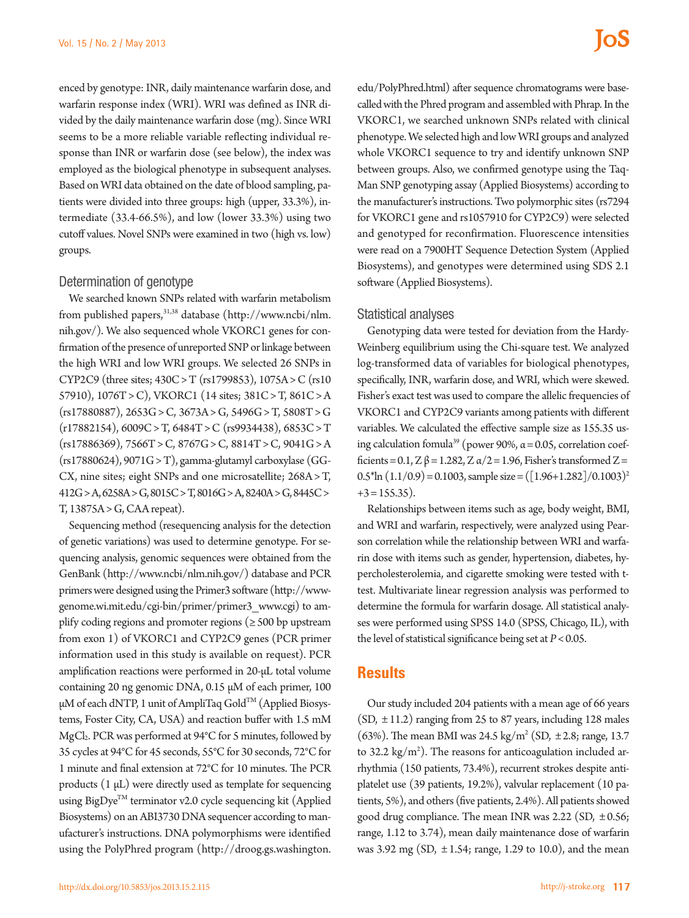enced by genotype: INR, daily maintenance warfarin dose, and warfarin response index (WRI). WRI was defined as INR divided by the daily maintenance warfarin dose (mg). Since WRI seems to be a more reliable variable reflecting individual response than INR or warfarin dose (see below), the index was employed as the biological phenotype in subsequent analyses. Based on WRI data obtained on the date of blood sampling, patients were divided into three groups: high (upper, 33.3%), intermediate (33.4-66.5%), and low (lower 33.3%) using two cutoff values. Novel SNPs were examined in two (high vs. low) groups.

### Determination of genotype

We searched known SNPs related with warfarin metabolism from published papers,[31,38] database (http://www.ncbi/nlm.nih.gov/). We also sequenced whole VKORC1 genes for confirmation of the presence of unreported SNP or linkage between the high WRI and low WRI groups. We selected 26 SNPs in CYP2C9 (three sites; 430C > T (rs1799853), 1075A > C (rs1057910), 1076T > C), VKORC1 (14 sites; 381C > T, 861C > A (rs17880887), 2653G > C, 3673A > G, 5496G > T, 5808T > G (r17882154), 6009C > T, 6484T > C (rs9934438), 6853C > T (rs17886369), 7566T > C, 8767G > C, 8814T > C, 9041G > A (rs17880624), 9071G > T), gamma-glutamyl carboxylase (GGCX, nine sites; eight SNPs and one microsatellite; 268A > T, 412G > A, 6258A > G, 8015C > T, 8016G > A, 8240A > G, 8445C > T, 13875A > G, CAA repeat).

Sequencing method (resequencing analysis for the detection of genetic variations) was used to determine genotype. For sequencing analysis, genomic sequences were obtained from the GenBank (http://www.ncbi/nlm.nih.gov/) database and PCR primers were designed using the Primer3 software (http://www-genome.wi.mit.edu/cgi-bin/primer/primer3_www.cgi) to amplify coding regions and promoter regions (≥ 500 bp upstream from exon 1) of VKORC1 and CYP2C9 genes (PCR primer information used in this study is available on request). PCR amplification reactions were performed in 20-μL total volume containing 20 ng genomic DNA, 0.15 μM of each primer, 100 μM of each dNTP, 1 unit of AmpliTaq Gold™ (Applied Biosystems, Foster City, CA, USA) and reaction buffer with 1.5 mM $MgCl_2$. PCR was performed at 94°C for 5 minutes, followed by 35 cycles at 94°C for 45 seconds, 55°C for 30 seconds, 72°C for 1 minute and final extension at 72°C for 10 minutes. The PCR products (1 μL) were directly used as template for sequencing using BigDye™ terminator v2.0 cycle sequencing kit (Applied Biosystems) on an ABI3730 DNA sequencer according to manufacturer's instructions. DNA polymorphisms were identified using the PolyPhred program (http://droog.gs.washington.edu/PolyPhred.html) after sequence chromatograms were base-called with the Phred program and assembled with Phrap. In the VKORC1, we searched unknown SNPs related with clinical phenotype. We selected high and low WRI groups and analyzed whole VKORC1 sequence to try and identify unknown SNP between groups. Also, we confirmed genotype using the TaqMan SNP genotyping assay (Applied Biosystems) according to the manufacturer's instructions. Two polymorphic sites (rs7294 for VKORC1 gene and rs1057910 for CYP2C9) were selected and genotyped for reconfirmation. Fluorescence intensities were read on a 7900HT Sequence Detection System (Applied Biosystems), and genotypes were determined using SDS 2.1 software (Applied Biosystems).

### Statistical analyses

Genotyping data were tested for deviation from the Hardy-Weinberg equilibrium using the Chi-square test. We analyzed log-transformed data of variables for biological phenotypes, specifically, INR, warfarin dose, and WRI, which were skewed. Fisher's exact test was used to compare the allelic frequencies of VKORC1 and CYP2C9 variants among patients with different variables. We calculated the effective sample size as 155.35 using calculation fomula[39] (power 90%, $\alpha = 0.05$, correlation coefficients = 0.1, $Z\beta = 1.282$, $Z\alpha/2 = 1.96$, Fisher's transformed $Z = 0.5*\ln(1.1/0.9) = 0.1003$, sample size $= ([1.96+1.282]/0.1003)^2 + 3 = 155.35$).

Relationships between items such as age, body weight, BMI, and WRI and warfarin, respectively, were analyzed using Pearson correlation while the relationship between WRI and warfarin dose with items such as gender, hypertension, diabetes, hypercholesterolemia, and cigarette smoking were tested with t-test. Multivariate linear regression analysis was performed to determine the formula for warfarin dosage. All statistical analyses were performed using SPSS 14.0 (SPSS, Chicago, IL), with the level of statistical significance being set at $P < 0.05$.

## Results

Our study included 204 patients with a mean age of 66 years (SD, ± 11.2) ranging from 25 to 87 years, including 128 males (63%). The mean BMI was 24.5 kg/$m^2$ (SD, ± 2.8; range, 13.7 to 32.2 kg/$m^2$). The reasons for anticoagulation included arrhythmia (150 patients, 73.4%), recurrent strokes despite antiplatelet use (39 patients, 19.2%), valvular replacement (10 patients, 5%), and others (five patients, 2.4%). All patients showed good drug compliance. The mean INR was 2.22 (SD, ± 0.56; range, 1.12 to 3.74), mean daily maintenance dose of warfarin was 3.92 mg (SD, ± 1.54; range, 1.29 to 10.0), and the mean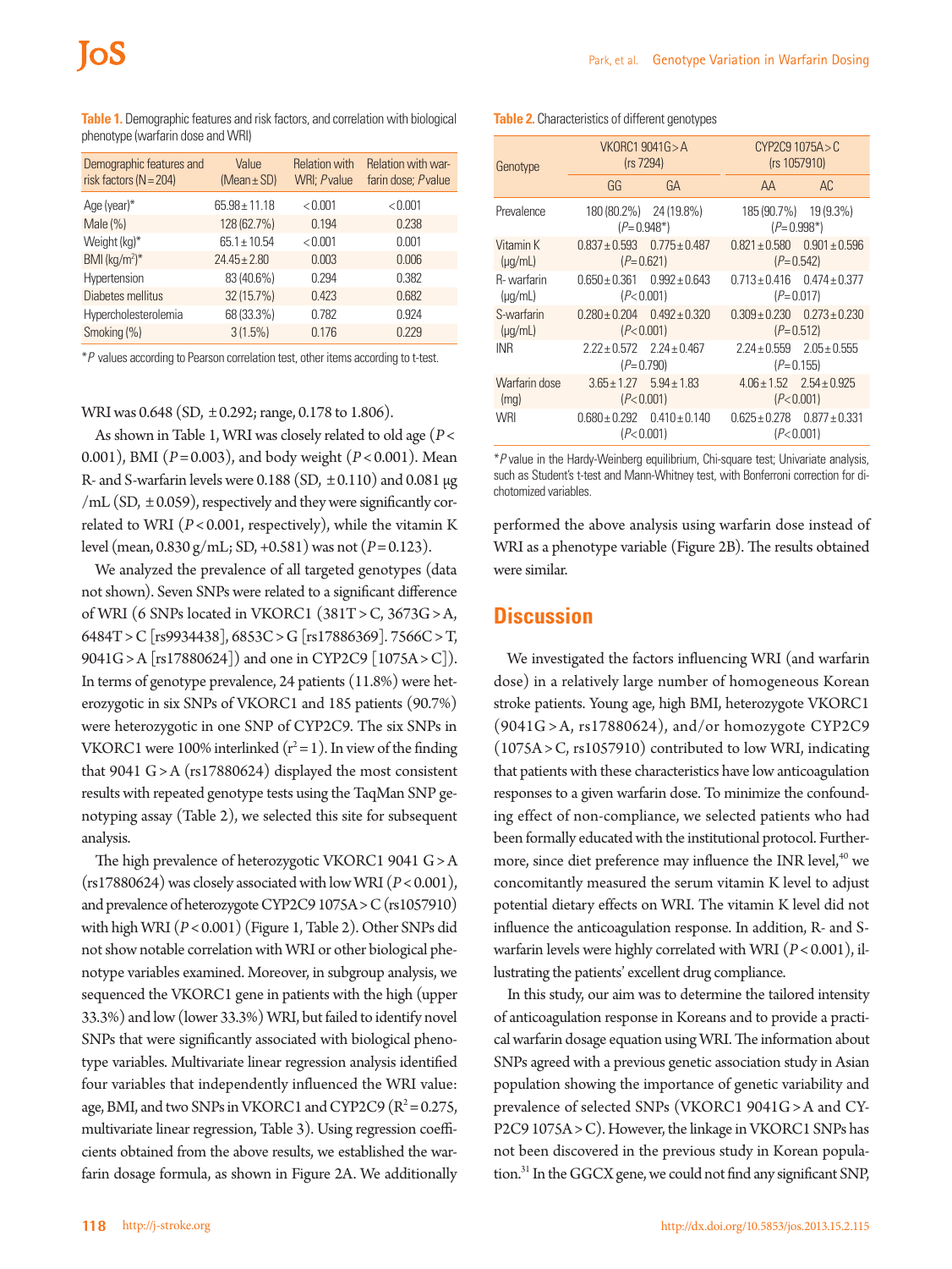**Table 1.** Demographic features and risk factors, and correlation with biological phenotype (warfarin dose and WRI)

| Demographic features and risk factors (N=204) | Value (Mean±SD) | Relation with WRI; *P* value | Relation with warfarin dose; *P* value |
|---|---|---|---|
| Age (year)* | 65.98±11.18 | <0.001 | <0.001 |
| Male (%) | 128 (62.7%) | 0.194 | 0.238 |
| Weight (kg)* | 65.1±10.54 | <0.001 | 0.001 |
| BMI (kg/m$^2$)* | 24.45±2.80 | 0.003 | 0.006 |
| Hypertension | 83 (40.6%) | 0.294 | 0.382 |
| Diabetes mellitus | 32 (15.7%) | 0.423 | 0.682 |
| Hypercholesterolemia | 68 (33.3%) | 0.782 | 0.924 |
| Smoking (%) | 3 (1.5%) | 0.176 | 0.229 |

**P* values according to Pearson correlation test, other items according to t-test.

WRI was 0.648 (SD, ±0.292; range, 0.178 to 1.806).

As shown in Table 1, WRI was closely related to old age ($P<0.001$), BMI ($P=0.003$), and body weight ($P<0.001$). Mean R- and S-warfarin levels were 0.188 (SD, ±0.110) and 0.081 μg/mL (SD, ±0.059), respectively and they were significantly correlated to WRI ($P<0.001$, respectively), while the vitamin K level (mean, 0.830 g/mL; SD, +0.581) was not ($P=0.123$).

We analyzed the prevalence of all targeted genotypes (data not shown). Seven SNPs were related to a significant difference of WRI (6 SNPs located in VKORC1 (381T>C, 3673G>A, 6484T>C [rs9934438], 6853C>G [rs17886369]. 7566C>T, 9041G>A [rs17880624]) and one in CYP2C9 [1075A>C]). In terms of genotype prevalence, 24 patients (11.8%) were heterozygotic in six SNPs of VKORC1 and 185 patients (90.7%) were heterozygotic in one SNP of CYP2C9. The six SNPs in VKORC1 were 100% interlinked ($r^2=1$). In view of the finding that 9041 G>A (rs17880624) displayed the most consistent results with repeated genotype tests using the TaqMan SNP genotyping assay (Table 2), we selected this site for subsequent analysis.

The high prevalence of heterozygotic VKORC1 9041 G>A (rs17880624) was closely associated with low WRI ($P<0.001$), and prevalence of heterozygote CYP2C9 1075A>C (rs1057910) with high WRI ($P<0.001$) (Figure 1, Table 2). Other SNPs did not show notable correlation with WRI or other biological phenotype variables examined. Moreover, in subgroup analysis, we sequenced the VKORC1 gene in patients with the high (upper 33.3%) and low (lower 33.3%) WRI, but failed to identify novel SNPs that were significantly associated with biological phenotype variables. Multivariate linear regression analysis identified four variables that independently influenced the WRI value: age, BMI, and two SNPs in VKORC1 and CYP2C9 ($R^2=0.275$, multivariate linear regression, Table 3). Using regression coefficients obtained from the above results, we established the warfarin dosage formula, as shown in Figure 2A. We additionally performed the above analysis using warfarin dose instead of WRI as a phenotype variable (Figure 2B). The results obtained were similar.

**Table 2.** Characteristics of different genotypes

| Genotype | VKORC1 9041G>A (rs 7294) | | CYP2C9 1075A>C (rs 1057910) | |
|---|---|---|---|---|
| | GG | GA | AA | AC |
| Prevalence | 180 (80.2%) | 24 (19.8%) | 185 (90.7%) | 19 (9.3%) |
| | (*P*=0.948*) | | (*P*=0.998*) | |
| Vitamin K (μg/mL) | 0.837±0.593 | 0.775±0.487 | 0.821±0.580 | 0.901±0.596 |
| | (*P*=0.621) | | (*P*=0.542) | |
| R- warfarin (μg/mL) | 0.650±0.361 | 0.992±0.643 | 0.713±0.416 | 0.474±0.377 |
| | (*P*<0.001) | | (*P*=0.017) | |
| S-warfarin (μg/mL) | 0.280±0.204 | 0.492±0.320 | 0.309±0.230 | 0.273±0.230 |
| | (*P*<0.001) | | (*P*=0.512) | |
| INR | 2.22±0.572 | 2.24±0.467 | 2.24±0.559 | 2.05±0.555 |
| | (*P*=0.790) | | (*P*=0.155) | |
| Warfarin dose (mg) | 3.65±1.27 | 5.94±1.83 | 4.06±1.52 | 2.54±0.925 |
| | (*P*<0.001) | | (*P*<0.001) | |
| WRI | 0.680±0.292 | 0.410±0.140 | 0.625±0.278 | 0.877±0.331 |
| | (*P*<0.001) | | (*P*<0.001) | |

**P* value in the Hardy-Weinberg equilibrium, Chi-square test; Univariate analysis, such as Student's t-test and Mann-Whitney test, with Bonferroni correction for dichotomized variables.

## Discussion

We investigated the factors influencing WRI (and warfarin dose) in a relatively large number of homogeneous Korean stroke patients. Young age, high BMI, heterozygote VKORC1 (9041G>A, rs17880624), and/or homozygote CYP2C9 (1075A>C, rs1057910) contributed to low WRI, indicating that patients with these characteristics have low anticoagulation responses to a given warfarin dose. To minimize the confounding effect of non-compliance, we selected patients who had been formally educated with the institutional protocol. Furthermore, since diet preference may influence the INR level,[40] we concomitantly measured the serum vitamin K level to adjust potential dietary effects on WRI. The vitamin K level did not influence the anticoagulation response. In addition, R- and S-warfarin levels were highly correlated with WRI ($P<0.001$), illustrating the patients' excellent drug compliance.

In this study, our aim was to determine the tailored intensity of anticoagulation response in Koreans and to provide a practical warfarin dosage equation using WRI. The information about SNPs agreed with a previous genetic association study in Asian population showing the importance of genetic variability and prevalence of selected SNPs (VKORC1 9041G>A and CYP2C9 1075A>C). However, the linkage in VKORC1 SNPs has not been discovered in the previous study in Korean population.[31] In the GGCX gene, we could not find any significant SNP,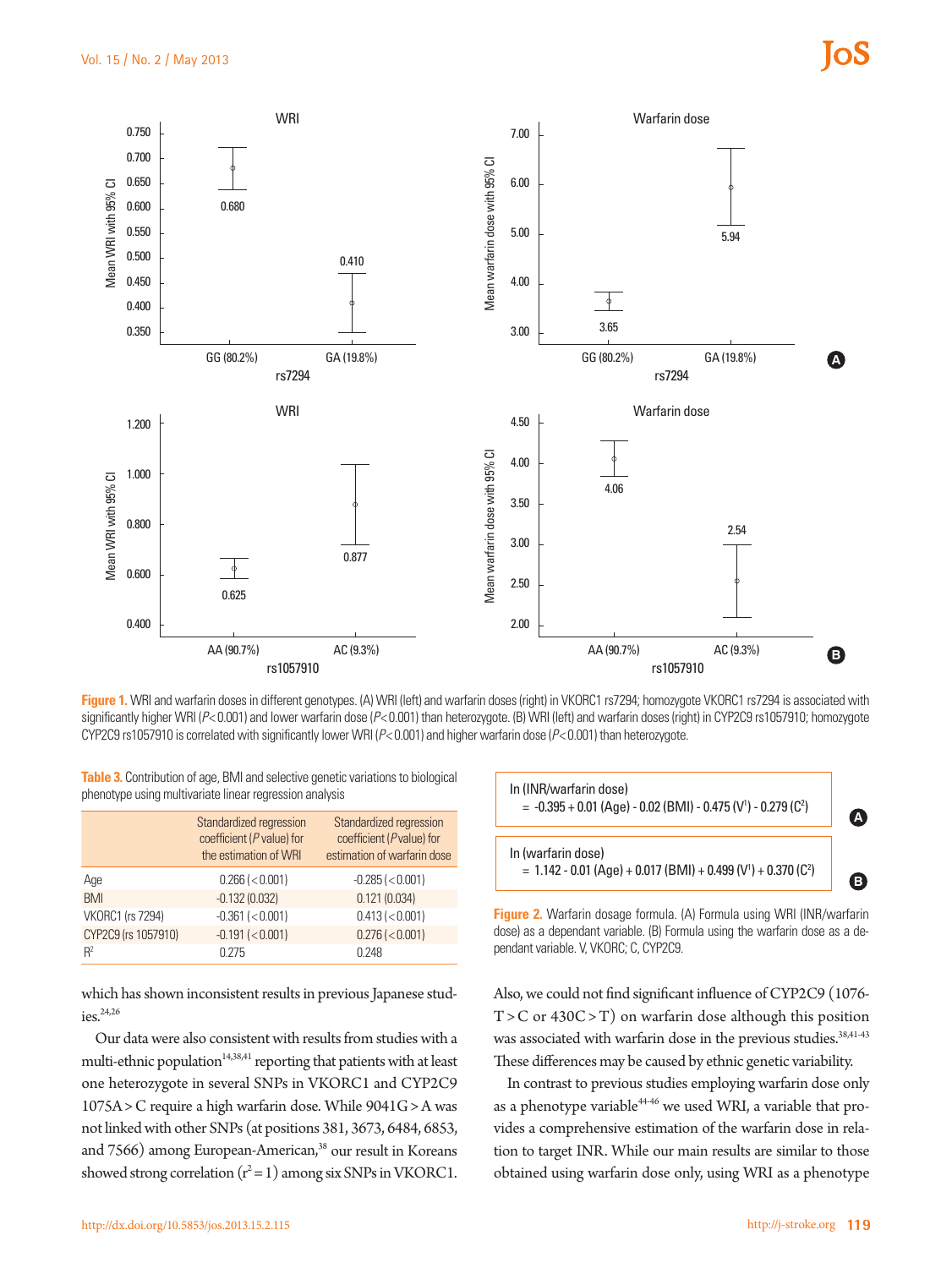Figure 1. WRI and warfarin doses in different genotypes. (A) WRI (left) and warfarin doses (right) in VKORC1 rs7294; homozygote VKORC1 rs7294 is associated with significantly higher WRI ($P<0.001$) and lower warfarin dose ($P<0.001$) than heterozygote. (B) WRI (left) and warfarin doses (right) in CYP2C9 rs1057910; homozygote CYP2C9 rs1057910 is correlated with significantly lower WRI ($P<0.001$) and higher warfarin dose ($P<0.001$) than heterozygote.

**Table 3.** Contribution of age, BMI and selective genetic variations to biological phenotype using multivariate linear regression analysis

| | Standardized regression coefficient (*P* value) for the estimation of WRI | Standardized regression coefficient (*P* value) for estimation of warfarin dose |
|---|---|---|
| Age | 0.266 (<0.001) | -0.285 (<0.001) |
| BMI | -0.132 (0.032) | 0.121 (0.034) |
| VKORC1 (rs 7294) | -0.361 (<0.001) | 0.413 (<0.001) |
| CYP2C9 (rs 1057910) | -0.191 (<0.001) | 0.276 (<0.001) |
| $R^2$ | 0.275 | 0.248 |

(A) ln (INR/warfarin dose)

$$= -0.395 + 0.01\,(\text{Age}) - 0.02\,(\text{BMI}) - 0.475\,(V^1) - 0.279\,(C^2)$$

(B) ln (warfarin dose)

$$= 1.142 - 0.01\,(\text{Age}) + 0.017\,(\text{BMI}) + 0.499\,(V^1) + 0.370\,(C^2)$$

Figure 2. Warfarin dosage formula. (A) Formula using WRI (INR/warfarin dose) as a dependant variable. (B) Formula using the warfarin dose as a dependant variable. V, VKORC; C, CYP2C9.

which has shown inconsistent results in previous Japanese studies.[24,26]

Our data were also consistent with results from studies with a multi-ethnic population[14,38,41] reporting that patients with at least one heterozygote in several SNPs in VKORC1 and CYP2C9 1075A>C require a high warfarin dose. While 9041G>A was not linked with other SNPs (at positions 381, 3673, 6484, 6853, and 7566) among European-American,[38] our result in Koreans showed strong correlation ($r^2=1$) among six SNPs in VKORC1.

Also, we could not find significant influence of CYP2C9 (1076-T>C or 430C>T) on warfarin dose although this position was associated with warfarin dose in the previous studies.[38,41-43] These differences may be caused by ethnic genetic variability.

In contrast to previous studies employing warfarin dose only as a phenotype variable[44-46] we used WRI, a variable that provides a comprehensive estimation of the warfarin dose in relation to target INR. While our main results are similar to those obtained using warfarin dose only, using WRI as a phenotype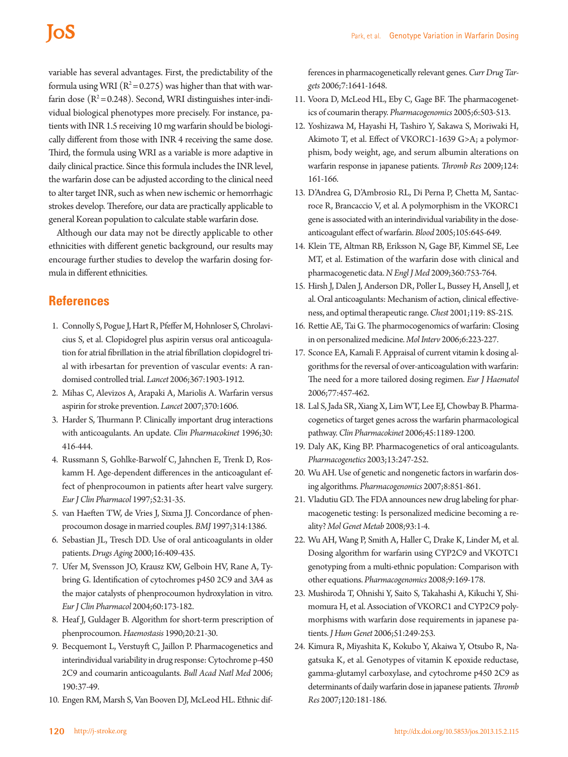variable has several advantages. First, the predictability of the formula using WRI ($R^2 = 0.275$) was higher than that with warfarin dose ($R^2 = 0.248$). Second, WRI distinguishes inter-individual biological phenotypes more precisely. For instance, patients with INR 1.5 receiving 10 mg warfarin should be biologically different from those with INR 4 receiving the same dose. Third, the formula using WRI as a variable is more adaptive in daily clinical practice. Since this formula includes the INR level, the warfarin dose can be adjusted according to the clinical need to alter target INR, such as when new ischemic or hemorrhagic strokes develop. Therefore, our data are practically applicable to general Korean population to calculate stable warfarin dose.

Although our data may not be directly applicable to other ethnicities with different genetic background, our results may encourage further studies to develop the warfarin dosing formula in different ethnicities.

## References

1. Connolly S, Pogue J, Hart R, Pfeffer M, Hohnloser S, Chrolavicius S, et al. Clopidogrel plus aspirin versus oral anticoagulation for atrial fibrillation in the atrial fibrillation clopidogrel trial with irbesartan for prevention of vascular events: A randomised controlled trial. *Lancet* 2006;367:1903-1912.
2. Mihas C, Alevizos A, Arapaki A, Mariolis A. Warfarin versus aspirin for stroke prevention. *Lancet* 2007;370:1606.
3. Harder S, Thurmann P. Clinically important drug interactions with anticoagulants. An update. *Clin Pharmacokinet* 1996;30:416-444.
4. Russmann S, Gohlke-Barwolf C, Jahnchen E, Trenk D, Roskamm H. Age-dependent differences in the anticoagulant effect of phenprocoumon in patients after heart valve surgery. *Eur J Clin Pharmacol* 1997;52:31-35.
5. van Haeften TW, de Vries J, Sixma JJ. Concordance of phenprocoumon dosage in married couples. *BMJ* 1997;314:1386.
6. Sebastian JL, Tresch DD. Use of oral anticoagulants in older patients. *Drugs Aging* 2000;16:409-435.
7. Ufer M, Svensson JO, Krausz KW, Gelboin HV, Rane A, Tybring G. Identification of cytochromes p450 2C9 and 3A4 as the major catalysts of phenprocoumon hydroxylation in vitro. *Eur J Clin Pharmacol* 2004;60:173-182.
8. Heaf J, Guldager B. Algorithm for short-term prescription of phenprocoumon. *Haemostasis* 1990;20:21-30.
9. Becquemont L, Verstuyft C, Jaillon P. Pharmacogenetics and interindividual variability in drug response: Cytochrome p-450 2C9 and coumarin anticoagulants. *Bull Acad Natl Med* 2006;190:37-49.
10. Engen RM, Marsh S, Van Booven DJ, McLeod HL. Ethnic differences in pharmacogenetically relevant genes. *Curr Drug Targets* 2006;7:1641-1648.
11. Voora D, McLeod HL, Eby C, Gage BF. The pharmacogenetics of coumarin therapy. *Pharmacogenomics* 2005;6:503-513.
12. Yoshizawa M, Hayashi H, Tashiro Y, Sakawa S, Moriwaki H, Akimoto T, et al. Effect of VKORC1-1639 G>A; a polymorphism, body weight, age, and serum albumin alterations on warfarin response in japanese patients. *Thromb Res* 2009;124:161-166.
13. D'Andrea G, D'Ambrosio RL, Di Perna P, Chetta M, Santacroce R, Brancaccio V, et al. A polymorphism in the VKORC1 gene is associated with an interindividual variability in the dose-anticoagulant effect of warfarin. *Blood* 2005;105:645-649.
14. Klein TE, Altman RB, Eriksson N, Gage BF, Kimmel SE, Lee MT, et al. Estimation of the warfarin dose with clinical and pharmacogenetic data. *N Engl J Med* 2009;360:753-764.
15. Hirsh J, Dalen J, Anderson DR, Poller L, Bussey H, Ansell J, et al. Oral anticoagulants: Mechanism of action, clinical effectiveness, and optimal therapeutic range. *Chest* 2001;119: 8S-21S.
16. Rettie AE, Tai G. The pharmocogenomics of warfarin: Closing in on personalized medicine. *Mol Interv* 2006;6:223-227.
17. Sconce EA, Kamali F. Appraisal of current vitamin k dosing algorithms for the reversal of over-anticoagulation with warfarin: The need for a more tailored dosing regimen. *Eur J Haematol* 2006;77:457-462.
18. Lal S, Jada SR, Xiang X, Lim WT, Lee EJ, Chowbay B. Pharmacogenetics of target genes across the warfarin pharmacological pathway. *Clin Pharmacokinet* 2006;45:1189-1200.
19. Daly AK, King BP. Pharmacogenetics of oral anticoagulants. *Pharmacogenetics* 2003;13:247-252.
20. Wu AH. Use of genetic and nongenetic factors in warfarin dosing algorithms. *Pharmacogenomics* 2007;8:851-861.
21. Vladutiu GD. The FDA announces new drug labeling for pharmacogenetic testing: Is personalized medicine becoming a reality? *Mol Genet Metab* 2008;93:1-4.
22. Wu AH, Wang P, Smith A, Haller C, Drake K, Linder M, et al. Dosing algorithm for warfarin using CYP2C9 and VKOTC1 genotyping from a multi-ethnic population: Comparison with other equations. *Pharmacogenomics* 2008;9:169-178.
23. Mushiroda T, Ohnishi Y, Saito S, Takahashi A, Kikuchi Y, Shimomura H, et al. Association of VKORC1 and CYP2C9 polymorphisms with warfarin dose requirements in japanese patients. *J Hum Genet* 2006;51:249-253.
24. Kimura R, Miyashita K, Kokubo Y, Akaiwa Y, Otsubo R, Nagatsuka K, et al. Genotypes of vitamin K epoxide reductase, gamma-glutamyl carboxylase, and cytochrome p450 2C9 as determinants of daily warfarin dose in japanese patients. *Thromb Res* 2007;120:181-186.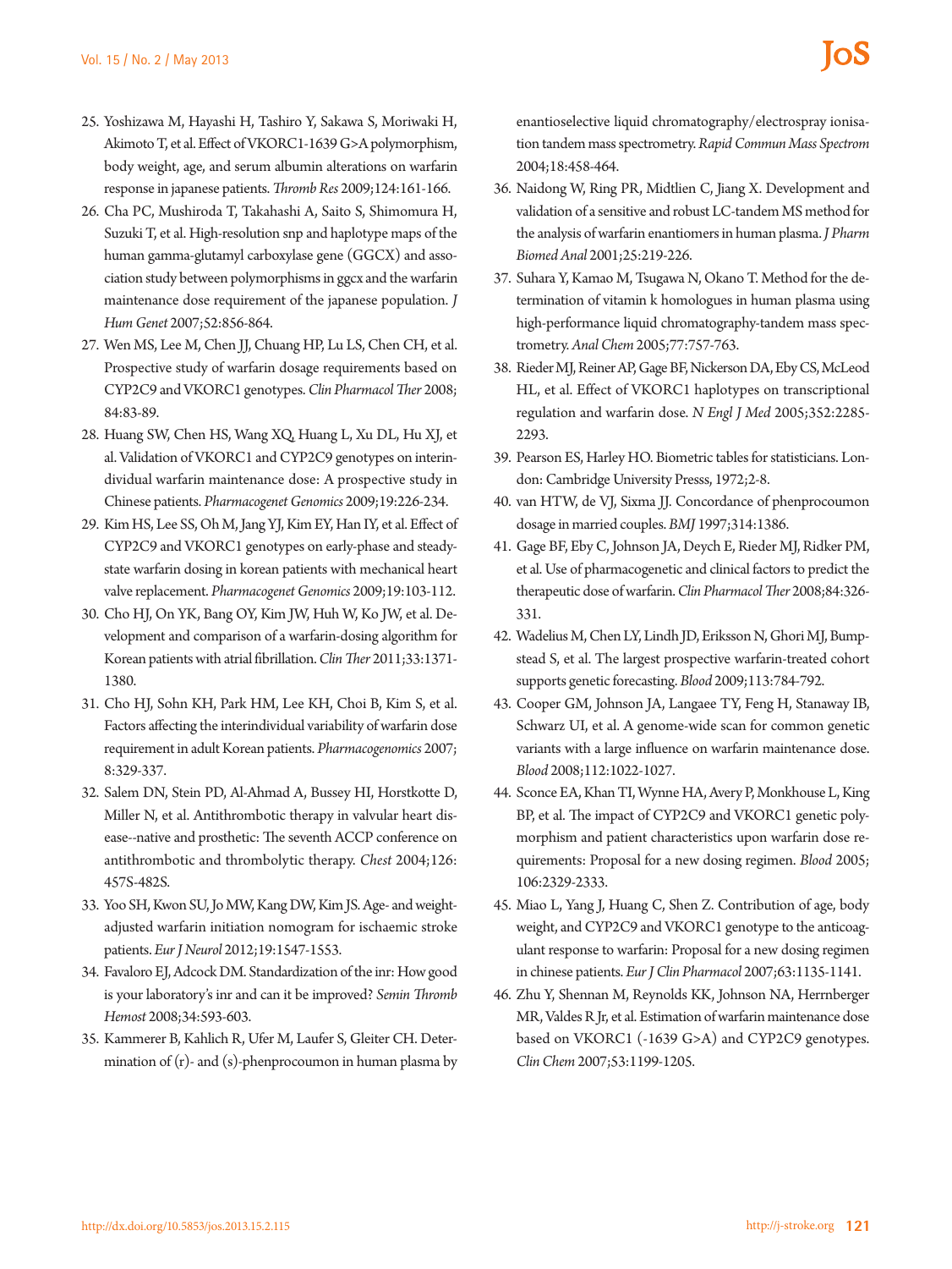25. Yoshizawa M, Hayashi H, Tashiro Y, Sakawa S, Moriwaki H, Akimoto T, et al. Effect of VKORC1-1639 G>A polymorphism, body weight, age, and serum albumin alterations on warfarin response in japanese patients. *Thromb Res* 2009;124:161-166.
26. Cha PC, Mushiroda T, Takahashi A, Saito S, Shimomura H, Suzuki T, et al. High-resolution snp and haplotype maps of the human gamma-glutamyl carboxylase gene (GGCX) and association study between polymorphisms in ggcx and the warfarin maintenance dose requirement of the japanese population. *J Hum Genet* 2007;52:856-864.
27. Wen MS, Lee M, Chen JJ, Chuang HP, Lu LS, Chen CH, et al. Prospective study of warfarin dosage requirements based on CYP2C9 and VKORC1 genotypes. *Clin Pharmacol Ther* 2008; 84:83-89.
28. Huang SW, Chen HS, Wang XQ, Huang L, Xu DL, Hu XJ, et al. Validation of VKORC1 and CYP2C9 genotypes on interindividual warfarin maintenance dose: A prospective study in Chinese patients. *Pharmacogenet Genomics* 2009;19:226-234.
29. Kim HS, Lee SS, Oh M, Jang YJ, Kim EY, Han IY, et al. Effect of CYP2C9 and VKORC1 genotypes on early-phase and steady-state warfarin dosing in korean patients with mechanical heart valve replacement. *Pharmacogenet Genomics* 2009;19:103-112.
30. Cho HJ, On YK, Bang OY, Kim JW, Huh W, Ko JW, et al. Development and comparison of a warfarin-dosing algorithm for Korean patients with atrial fibrillation. *Clin Ther* 2011;33:1371-1380.
31. Cho HJ, Sohn KH, Park HM, Lee KH, Choi B, Kim S, et al. Factors affecting the interindividual variability of warfarin dose requirement in adult Korean patients. *Pharmacogenomics* 2007; 8:329-337.
32. Salem DN, Stein PD, Al-Ahmad A, Bussey HI, Horstkotte D, Miller N, et al. Antithrombotic therapy in valvular heart disease--native and prosthetic: The seventh ACCP conference on antithrombotic and thrombolytic therapy. *Chest* 2004;126: 457S-482S.
33. Yoo SH, Kwon SU, Jo MW, Kang DW, Kim JS. Age- and weight-adjusted warfarin initiation nomogram for ischaemic stroke patients. *Eur J Neurol* 2012;19:1547-1553.
34. Favaloro EJ, Adcock DM. Standardization of the inr: How good is your laboratory's inr and can it be improved? *Semin Thromb Hemost* 2008;34:593-603.
35. Kammerer B, Kahlich R, Ufer M, Laufer S, Gleiter CH. Determination of (r)- and (s)-phenprocoumon in human plasma by enantioselective liquid chromatography/electrospray ionisation tandem mass spectrometry. *Rapid Commun Mass Spectrom* 2004;18:458-464.
36. Naidong W, Ring PR, Midtlien C, Jiang X. Development and validation of a sensitive and robust LC-tandem MS method for the analysis of warfarin enantiomers in human plasma. *J Pharm Biomed Anal* 2001;25:219-226.
37. Suhara Y, Kamao M, Tsugawa N, Okano T. Method for the determination of vitamin k homologues in human plasma using high-performance liquid chromatography-tandem mass spectrometry. *Anal Chem* 2005;77:757-763.
38. Rieder MJ, Reiner AP, Gage BF, Nickerson DA, Eby CS, McLeod HL, et al. Effect of VKORC1 haplotypes on transcriptional regulation and warfarin dose. *N Engl J Med* 2005;352:2285-2293.
39. Pearson ES, Harley HO. Biometric tables for statisticians. London: Cambridge University Presss, 1972;2-8.
40. van HTW, de VJ, Sixma JJ. Concordance of phenprocoumon dosage in married couples. *BMJ* 1997;314:1386.
41. Gage BF, Eby C, Johnson JA, Deych E, Rieder MJ, Ridker PM, et al. Use of pharmacogenetic and clinical factors to predict the therapeutic dose of warfarin. *Clin Pharmacol Ther* 2008;84:326-331.
42. Wadelius M, Chen LY, Lindh JD, Eriksson N, Ghori MJ, Bumpstead S, et al. The largest prospective warfarin-treated cohort supports genetic forecasting. *Blood* 2009;113:784-792.
43. Cooper GM, Johnson JA, Langaee TY, Feng H, Stanaway IB, Schwarz UI, et al. A genome-wide scan for common genetic variants with a large influence on warfarin maintenance dose. *Blood* 2008;112:1022-1027.
44. Sconce EA, Khan TI, Wynne HA, Avery P, Monkhouse L, King BP, et al. The impact of CYP2C9 and VKORC1 genetic polymorphism and patient characteristics upon warfarin dose requirements: Proposal for a new dosing regimen. *Blood* 2005; 106:2329-2333.
45. Miao L, Yang J, Huang C, Shen Z. Contribution of age, body weight, and CYP2C9 and VKORC1 genotype to the anticoagulant response to warfarin: Proposal for a new dosing regimen in chinese patients. *Eur J Clin Pharmacol* 2007;63:1135-1141.
46. Zhu Y, Shennan M, Reynolds KK, Johnson NA, Herrnberger MR, Valdes R Jr, et al. Estimation of warfarin maintenance dose based on VKORC1 (-1639 G>A) and CYP2C9 genotypes. *Clin Chem* 2007;53:1199-1205.